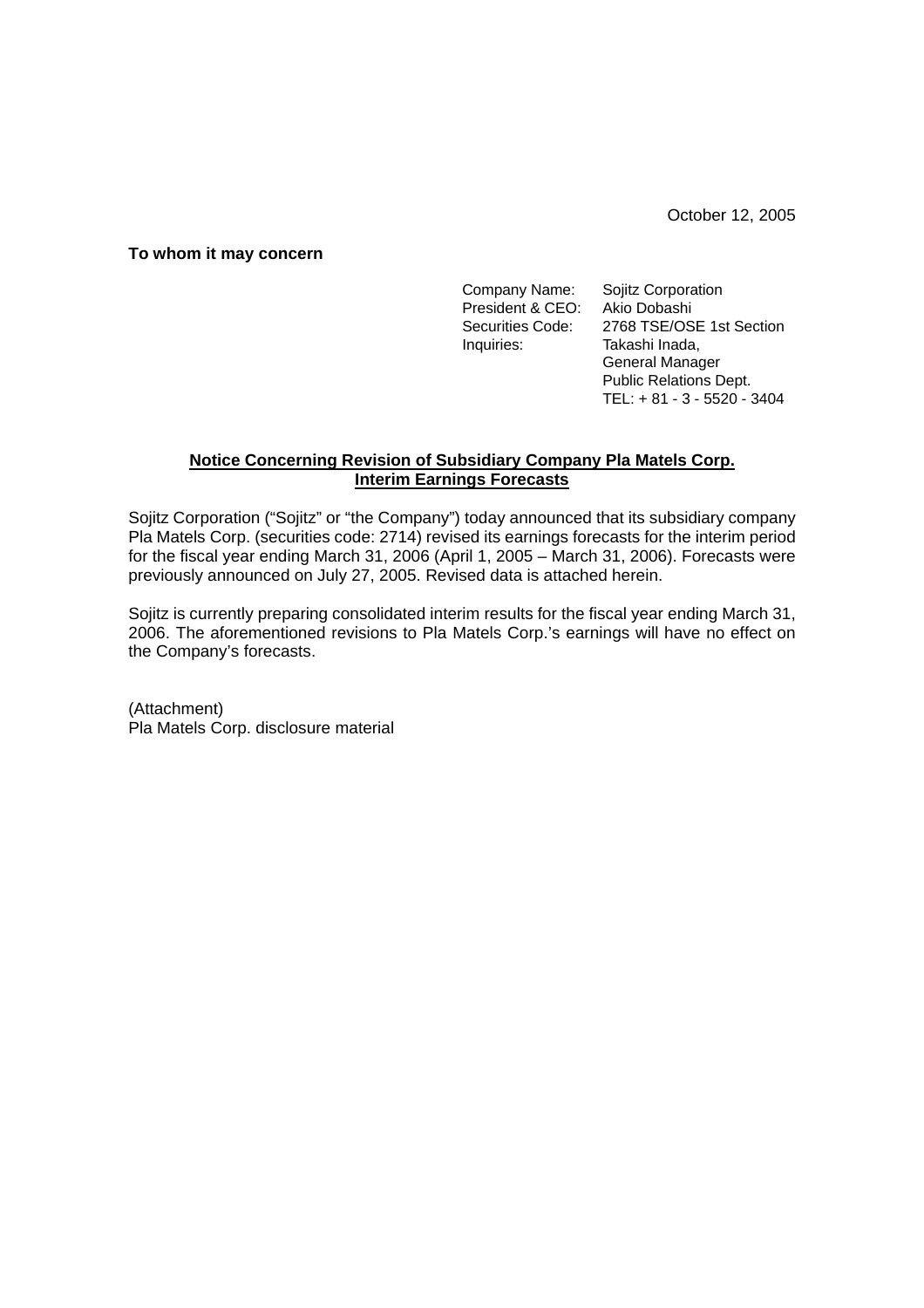October 12, 2005

**To whom it may concern**

Company Name: Sojitz Corporation
President & CEO: Akio Dobashi
Securities Code: 2768 TSE/OSE 1st Section
Inquiries: Takashi Inada, General Manager Public Relations Dept. TEL: + 81 - 3 - 5520 - 3404

## Notice Concerning Revision of Subsidiary Company Pla Matels Corp. Interim Earnings Forecasts

Sojitz Corporation ("Sojitz" or "the Company") today announced that its subsidiary company Pla Matels Corp. (securities code: 2714) revised its earnings forecasts for the interim period for the fiscal year ending March 31, 2006 (April 1, 2005 – March 31, 2006). Forecasts were previously announced on July 27, 2005. Revised data is attached herein.

Sojitz is currently preparing consolidated interim results for the fiscal year ending March 31, 2006. The aforementioned revisions to Pla Matels Corp.'s earnings will have no effect on the Company's forecasts.

(Attachment)
Pla Matels Corp. disclosure material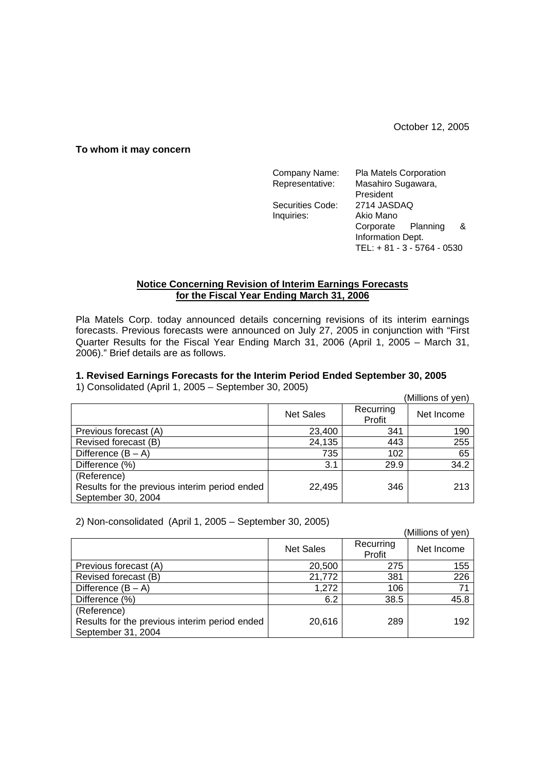October 12, 2005

**To whom it may concern**

Company Name: Pla Matels Corporation
Representative: Masahiro Sugawara, President
Securities Code: 2714 JASDAQ
Inquiries: Akio Mano
Corporate Planning & Information Dept.
TEL: + 81 - 3 - 5764 - 0530

## Notice Concerning Revision of Interim Earnings Forecasts for the Fiscal Year Ending March 31, 2006

Pla Matels Corp. today announced details concerning revisions of its interim earnings forecasts. Previous forecasts were announced on July 27, 2005 in conjunction with "First Quarter Results for the Fiscal Year Ending March 31, 2006 (April 1, 2005 – March 31, 2006)." Brief details are as follows.

### 1. Revised Earnings Forecasts for the Interim Period Ended September 30, 2005

1) Consolidated (April 1, 2005 – September 30, 2005)

(Millions of yen)

| | Net Sales | Recurring Profit | Net Income |
|---|---|---|---|
| Previous forecast (A) | 23,400 | 341 | 190 |
| Revised forecast (B) | 24,135 | 443 | 255 |
| Difference (B – A) | 735 | 102 | 65 |
| Difference (%) | 3.1 | 29.9 | 34.2 |
| (Reference) Results for the previous interim period ended September 30, 2004 | 22,495 | 346 | 213 |

2) Non-consolidated (April 1, 2005 – September 30, 2005)

(Millions of yen)

| | Net Sales | Recurring Profit | Net Income |
|---|---|---|---|
| Previous forecast (A) | 20,500 | 275 | 155 |
| Revised forecast (B) | 21,772 | 381 | 226 |
| Difference (B – A) | 1,272 | 106 | 71 |
| Difference (%) | 6.2 | 38.5 | 45.8 |
| (Reference) Results for the previous interim period ended September 31, 2004 | 20,616 | 289 | 192 |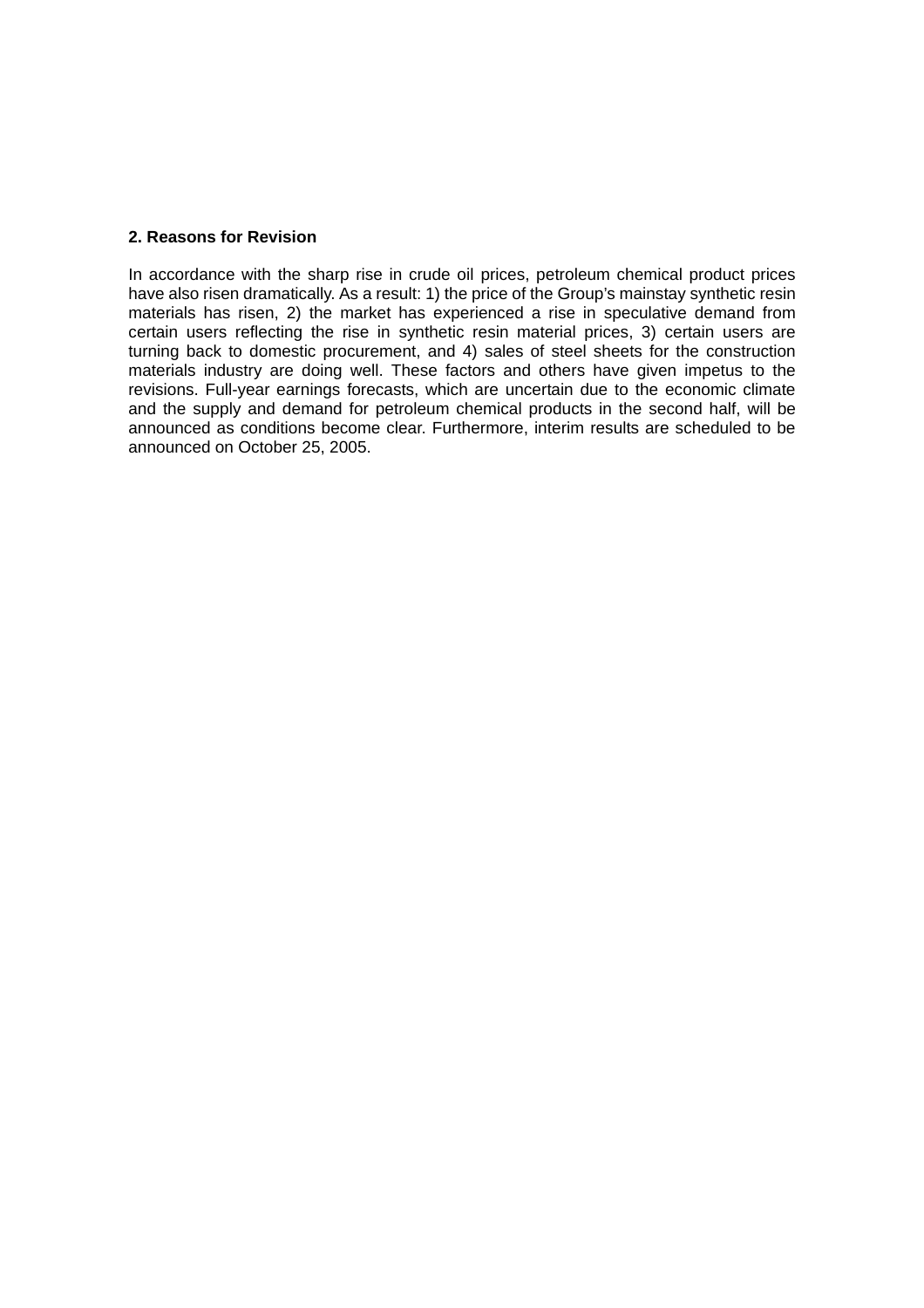**2. Reasons for Revision**

In accordance with the sharp rise in crude oil prices, petroleum chemical product prices have also risen dramatically. As a result: 1) the price of the Group's mainstay synthetic resin materials has risen, 2) the market has experienced a rise in speculative demand from certain users reflecting the rise in synthetic resin material prices, 3) certain users are turning back to domestic procurement, and 4) sales of steel sheets for the construction materials industry are doing well. These factors and others have given impetus to the revisions. Full-year earnings forecasts, which are uncertain due to the economic climate and the supply and demand for petroleum chemical products in the second half, will be announced as conditions become clear. Furthermore, interim results are scheduled to be announced on October 25, 2005.